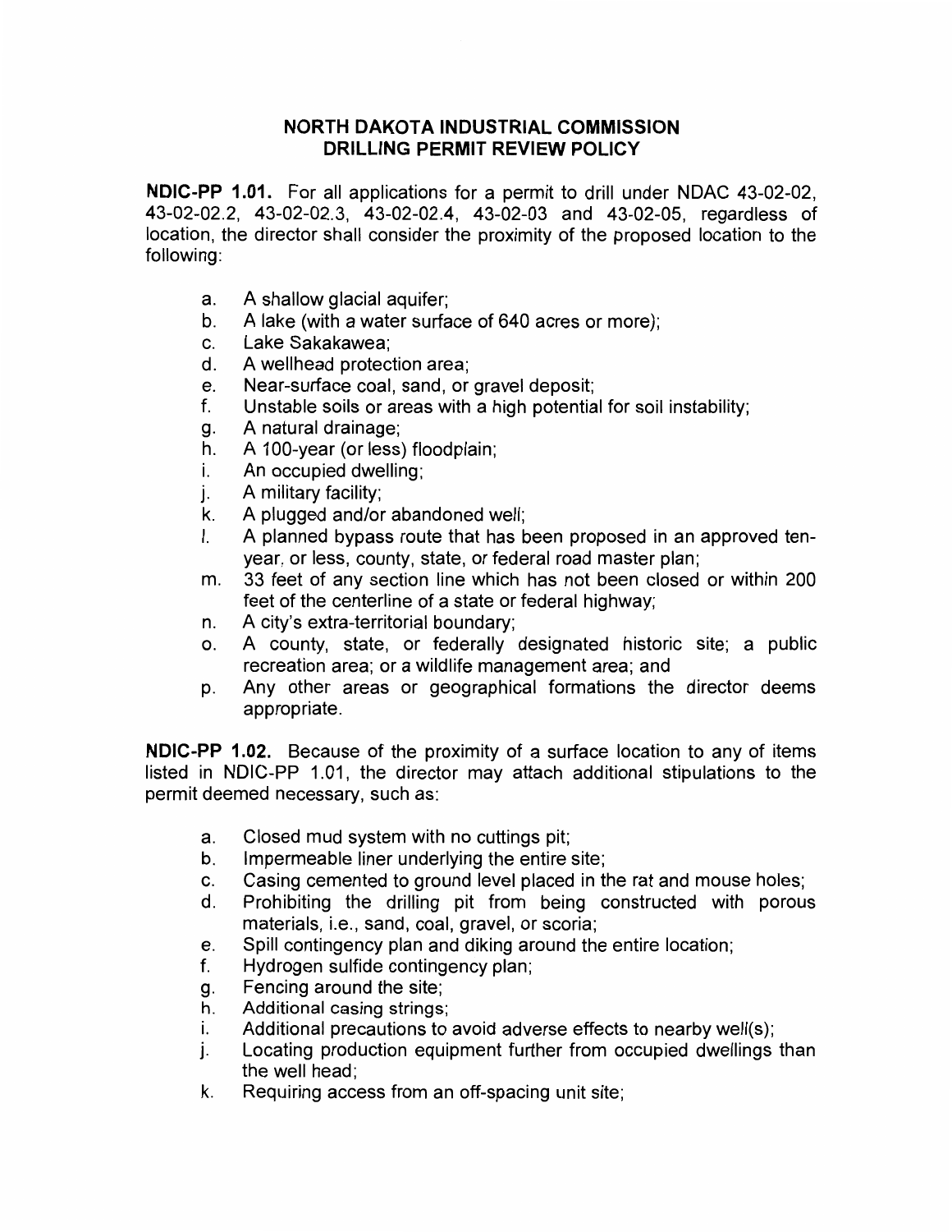# NORTH DAKOTA INDUSTRIAL COMMISSION
# DRILLING PERMIT REVIEW POLICY

**NDIC-PP 1.01.** For all applications for a permit to drill under NDAC 43-02-02, 43-02-02.2, 43-02-02.3, 43-02-02.4, 43-02-03 and 43-02-05, regardless of location, the director shall consider the proximity of the proposed location to the following:

a. A shallow glacial aquifer;
b. A lake (with a water surface of 640 acres or more);
c. Lake Sakakawea;
d. A wellhead protection area;
e. Near-surface coal, sand, or gravel deposit;
f. Unstable soils or areas with a high potential for soil instability;
g. A natural drainage;
h. A 100-year (or less) floodplain;
i. An occupied dwelling;
j. A military facility;
k. A plugged and/or abandoned well;
l. A planned bypass route that has been proposed in an approved ten-year, or less, county, state, or federal road master plan;
m. 33 feet of any section line which has not been closed or within 200 feet of the centerline of a state or federal highway;
n. A city's extra-territorial boundary;
o. A county, state, or federally designated historic site; a public recreation area; or a wildlife management area; and
p. Any other areas or geographical formations the director deems appropriate.

**NDIC-PP 1.02.** Because of the proximity of a surface location to any of items listed in NDIC-PP 1.01, the director may attach additional stipulations to the permit deemed necessary, such as:

a. Closed mud system with no cuttings pit;
b. Impermeable liner underlying the entire site;
c. Casing cemented to ground level placed in the rat and mouse holes;
d. Prohibiting the drilling pit from being constructed with porous materials, i.e., sand, coal, gravel, or scoria;
e. Spill contingency plan and diking around the entire location;
f. Hydrogen sulfide contingency plan;
g. Fencing around the site;
h. Additional casing strings;
i. Additional precautions to avoid adverse effects to nearby well(s);
j. Locating production equipment further from occupied dwellings than the well head;
k. Requiring access from an off-spacing unit site;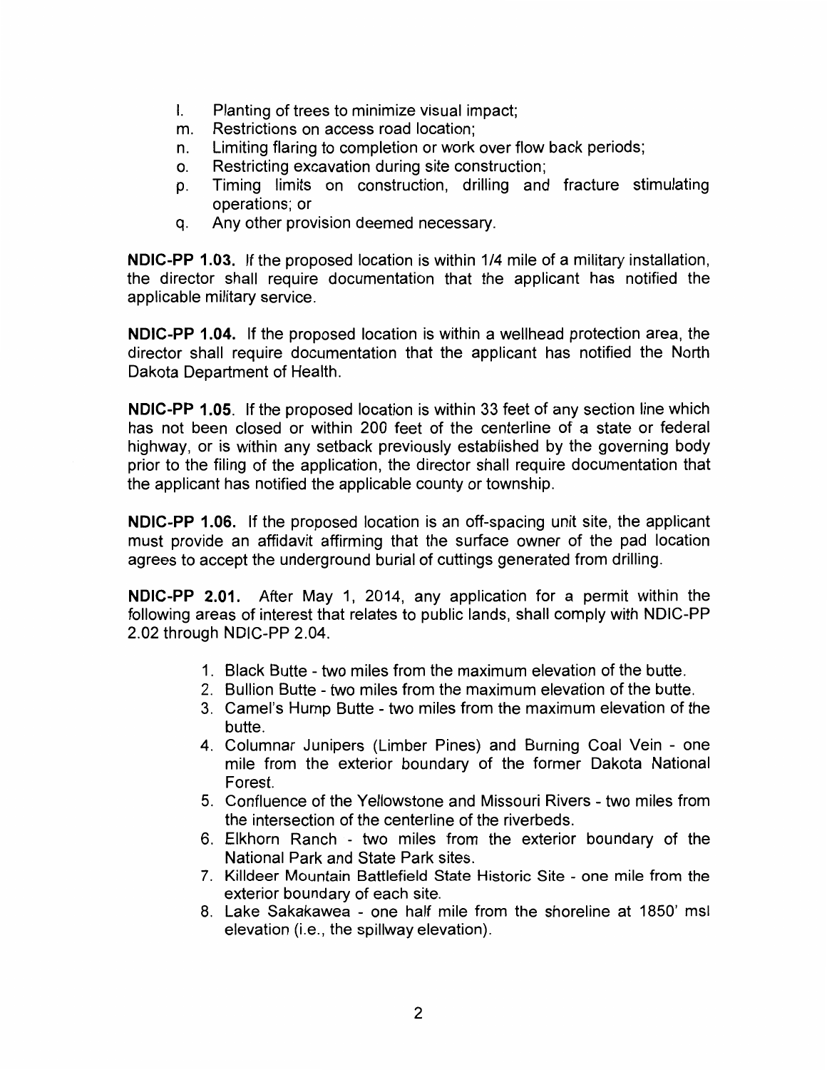l. Planting of trees to minimize visual impact;
m. Restrictions on access road location;
n. Limiting flaring to completion or work over flow back periods;
o. Restricting excavation during site construction;
p. Timing limits on construction, drilling and fracture stimulating operations; or
q. Any other provision deemed necessary.

**NDIC-PP 1.03.** If the proposed location is within 1/4 mile of a military installation, the director shall require documentation that the applicant has notified the applicable military service.

**NDIC-PP 1.04.** If the proposed location is within a wellhead protection area, the director shall require documentation that the applicant has notified the North Dakota Department of Health.

**NDIC-PP 1.05**. If the proposed location is within 33 feet of any section line which has not been closed or within 200 feet of the centerline of a state or federal highway, or is within any setback previously established by the governing body prior to the filing of the application, the director shall require documentation that the applicant has notified the applicable county or township.

**NDIC-PP 1.06.** If the proposed location is an off-spacing unit site, the applicant must provide an affidavit affirming that the surface owner of the pad location agrees to accept the underground burial of cuttings generated from drilling.

**NDIC-PP 2.01.** After May 1, 2014, any application for a permit within the following areas of interest that relates to public lands, shall comply with NDIC-PP 2.02 through NDIC-PP 2.04.

1. Black Butte - two miles from the maximum elevation of the butte.
2. Bullion Butte - two miles from the maximum elevation of the butte.
3. Camel's Hump Butte - two miles from the maximum elevation of the butte.
4. Columnar Junipers (Limber Pines) and Burning Coal Vein - one mile from the exterior boundary of the former Dakota National Forest.
5. Confluence of the Yellowstone and Missouri Rivers - two miles from the intersection of the centerline of the riverbeds.
6. Elkhorn Ranch - two miles from the exterior boundary of the National Park and State Park sites.
7. Killdeer Mountain Battlefield State Historic Site - one mile from the exterior boundary of each site.
8. Lake Sakakawea - one half mile from the shoreline at 1850' msl elevation (i.e., the spillway elevation).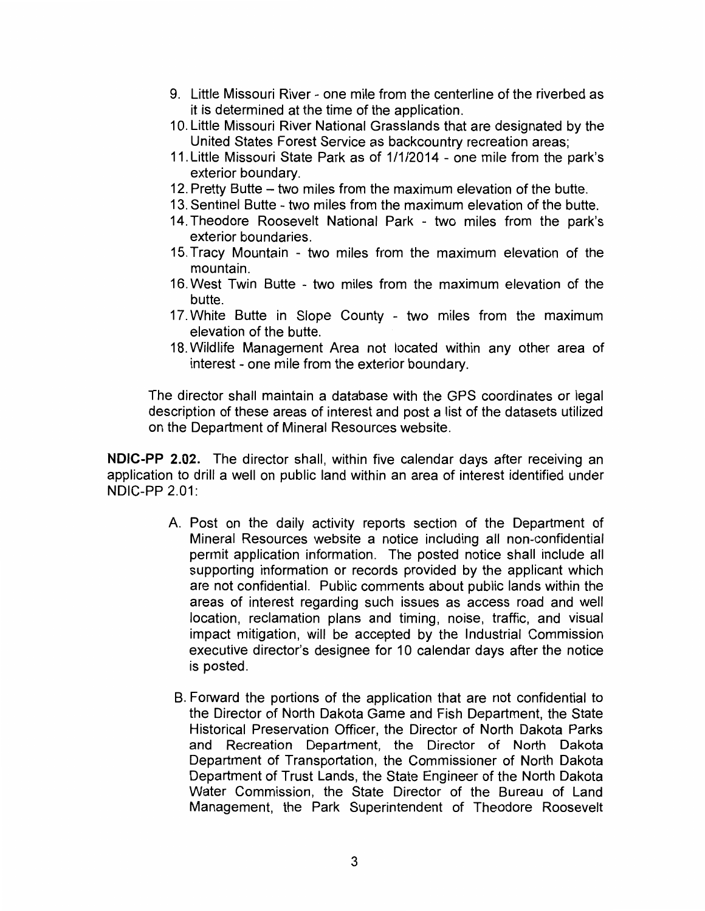9. Little Missouri River - one mile from the centerline of the riverbed as it is determined at the time of the application.
10. Little Missouri River National Grasslands that are designated by the United States Forest Service as backcountry recreation areas;
11. Little Missouri State Park as of 1/1/2014 - one mile from the park's exterior boundary.
12. Pretty Butte – two miles from the maximum elevation of the butte.
13. Sentinel Butte - two miles from the maximum elevation of the butte.
14. Theodore Roosevelt National Park - two miles from the park's exterior boundaries.
15. Tracy Mountain - two miles from the maximum elevation of the mountain.
16. West Twin Butte - two miles from the maximum elevation of the butte.
17. White Butte in Slope County - two miles from the maximum elevation of the butte.
18. Wildlife Management Area not located within any other area of interest - one mile from the exterior boundary.

The director shall maintain a database with the GPS coordinates or legal description of these areas of interest and post a list of the datasets utilized on the Department of Mineral Resources website.

**NDIC-PP 2.02.** The director shall, within five calendar days after receiving an application to drill a well on public land within an area of interest identified under NDIC-PP 2.01:

A. Post on the daily activity reports section of the Department of Mineral Resources website a notice including all non-confidential permit application information. The posted notice shall include all supporting information or records provided by the applicant which are not confidential. Public comments about public lands within the areas of interest regarding such issues as access road and well location, reclamation plans and timing, noise, traffic, and visual impact mitigation, will be accepted by the Industrial Commission executive director's designee for 10 calendar days after the notice is posted.

B. Forward the portions of the application that are not confidential to the Director of North Dakota Game and Fish Department, the State Historical Preservation Officer, the Director of North Dakota Parks and Recreation Department, the Director of North Dakota Department of Transportation, the Commissioner of North Dakota Department of Trust Lands, the State Engineer of the North Dakota Water Commission, the State Director of the Bureau of Land Management, the Park Superintendent of Theodore Roosevelt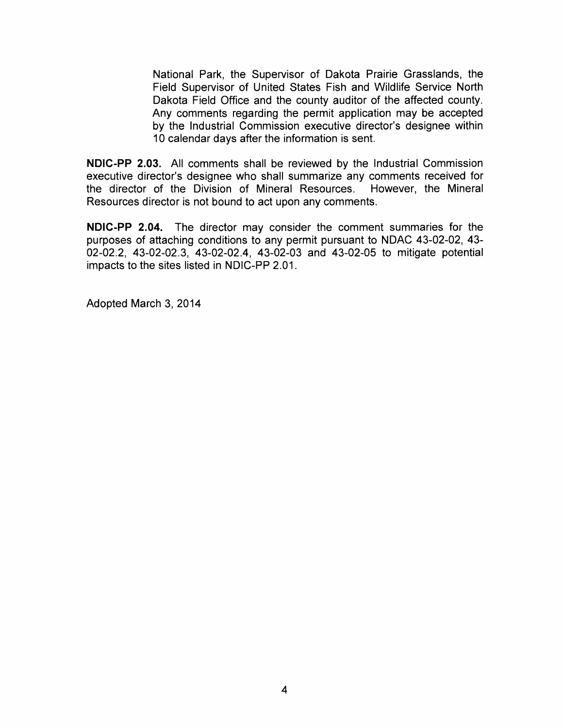National Park, the Supervisor of Dakota Prairie Grasslands, the Field Supervisor of United States Fish and Wildlife Service North Dakota Field Office and the county auditor of the affected county. Any comments regarding the permit application may be accepted by the Industrial Commission executive director's designee within 10 calendar days after the information is sent.

**NDIC-PP 2.03.** All comments shall be reviewed by the Industrial Commission executive director's designee who shall summarize any comments received for the director of the Division of Mineral Resources. However, the Mineral Resources director is not bound to act upon any comments.

**NDIC-PP 2.04.** The director may consider the comment summaries for the purposes of attaching conditions to any permit pursuant to NDAC 43-02-02, 43-02-02.2, 43-02-02.3, 43-02-02.4, 43-02-03 and 43-02-05 to mitigate potential impacts to the sites listed in NDIC-PP 2.01.

Adopted March 3, 2014